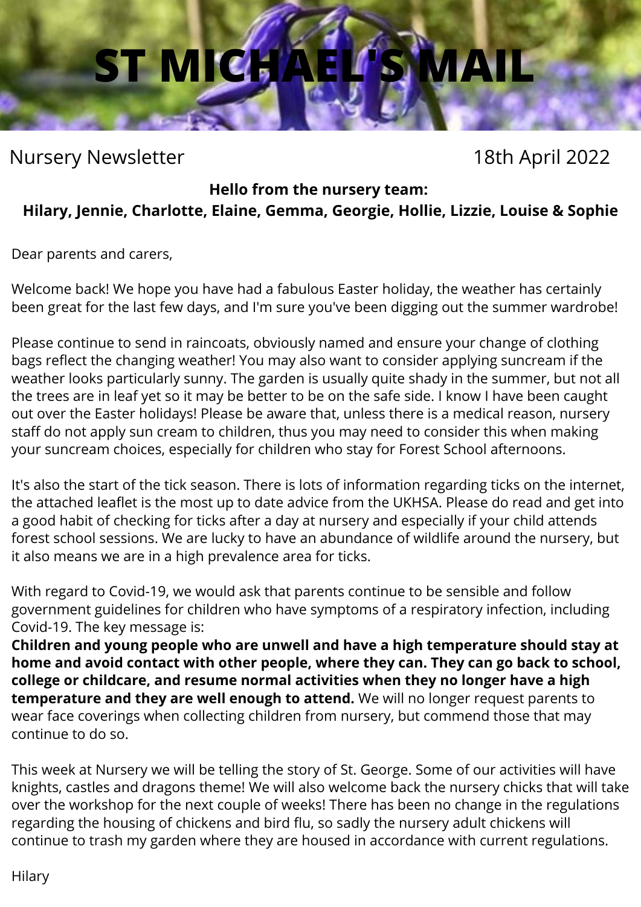# ST MICHAEL'S MAIL

Nursery Newsletter 18th April 2022

**Hello from the nursery team:**
**Hilary, Jennie, Charlotte, Elaine, Gemma, Georgie, Hollie, Lizzie, Louise & Sophie**

Dear parents and carers,

Welcome back! We hope you have had a fabulous Easter holiday, the weather has certainly been great for the last few days, and I'm sure you've been digging out the summer wardrobe!

Please continue to send in raincoats, obviously named and ensure your change of clothing bags reflect the changing weather! You may also want to consider applying suncream if the weather looks particularly sunny. The garden is usually quite shady in the summer, but not all the trees are in leaf yet so it may be better to be on the safe side. I know I have been caught out over the Easter holidays! Please be aware that, unless there is a medical reason, nursery staff do not apply sun cream to children, thus you may need to consider this when making your suncream choices, especially for children who stay for Forest School afternoons.

It's also the start of the tick season. There is lots of information regarding ticks on the internet, the attached leaflet is the most up to date advice from the UKHSA. Please do read and get into a good habit of checking for ticks after a day at nursery and especially if your child attends forest school sessions. We are lucky to have an abundance of wildlife around the nursery, but it also means we are in a high prevalence area for ticks.

With regard to Covid-19, we would ask that parents continue to be sensible and follow government guidelines for children who have symptoms of a respiratory infection, including Covid-19. The key message is:
**Children and young people who are unwell and have a high temperature should stay at home and avoid contact with other people, where they can. They can go back to school, college or childcare, and resume normal activities when they no longer have a high temperature and they are well enough to attend.** We will no longer request parents to wear face coverings when collecting children from nursery, but commend those that may continue to do so.

This week at Nursery we will be telling the story of St. George. Some of our activities will have knights, castles and dragons theme! We will also welcome back the nursery chicks that will take over the workshop for the next couple of weeks! There has been no change in the regulations regarding the housing of chickens and bird flu, so sadly the nursery adult chickens will continue to trash my garden where they are housed in accordance with current regulations.

Hilary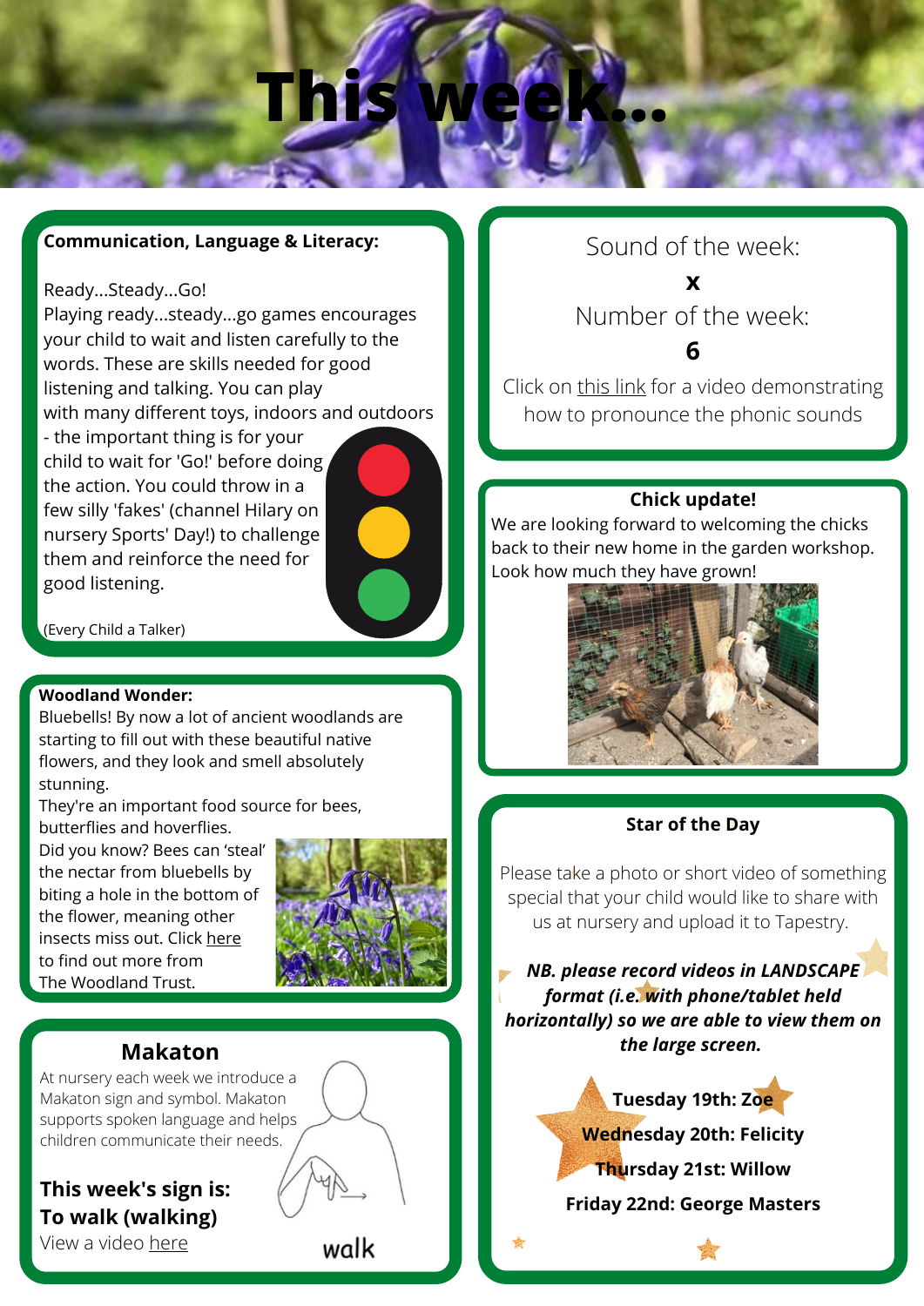# This week...

## Communication, Language & Literacy:

Ready...Steady...Go!
Playing ready...steady...go games encourages your child to wait and listen carefully to the words. These are skills needed for good listening and talking. You can play with many different toys, indoors and outdoors - the important thing is for your child to wait for 'Go!' before doing the action. You could throw in a few silly 'fakes' (channel Hilary on nursery Sports' Day!) to challenge them and reinforce the need for good listening.

(Every Child a Talker)

## Woodland Wonder:

Bluebells! By now a lot of ancient woodlands are starting to fill out with these beautiful native flowers, and they look and smell absolutely stunning.
They're an important food source for bees, butterflies and hoverflies.
Did you know? Bees can 'steal' the nectar from bluebells by biting a hole in the bottom of the flower, meaning other insects miss out. Click here to find out more from The Woodland Trust.

## Makaton

At nursery each week we introduce a Makaton sign and symbol. Makaton supports spoken language and helps children communicate their needs.

**This week's sign is:**
**To walk (walking)**
View a video here

walk

---

Sound of the week:
**x**
Number of the week:
**6**

Click on this link for a video demonstrating how to pronounce the phonic sounds

## Chick update!

We are looking forward to welcoming the chicks back to their new home in the garden workshop. Look how much they have grown!

## Star of the Day

Please take a photo or short video of something special that your child would like to share with us at nursery and upload it to Tapestry.

***NB. please record videos in LANDSCAPE format (i.e. with phone/tablet held horizontally) so we are able to view them on the large screen.***

**Tuesday 19th: Zoe**
**Wednesday 20th: Felicity**
**Thursday 21st: Willow**
**Friday 22nd: George Masters**